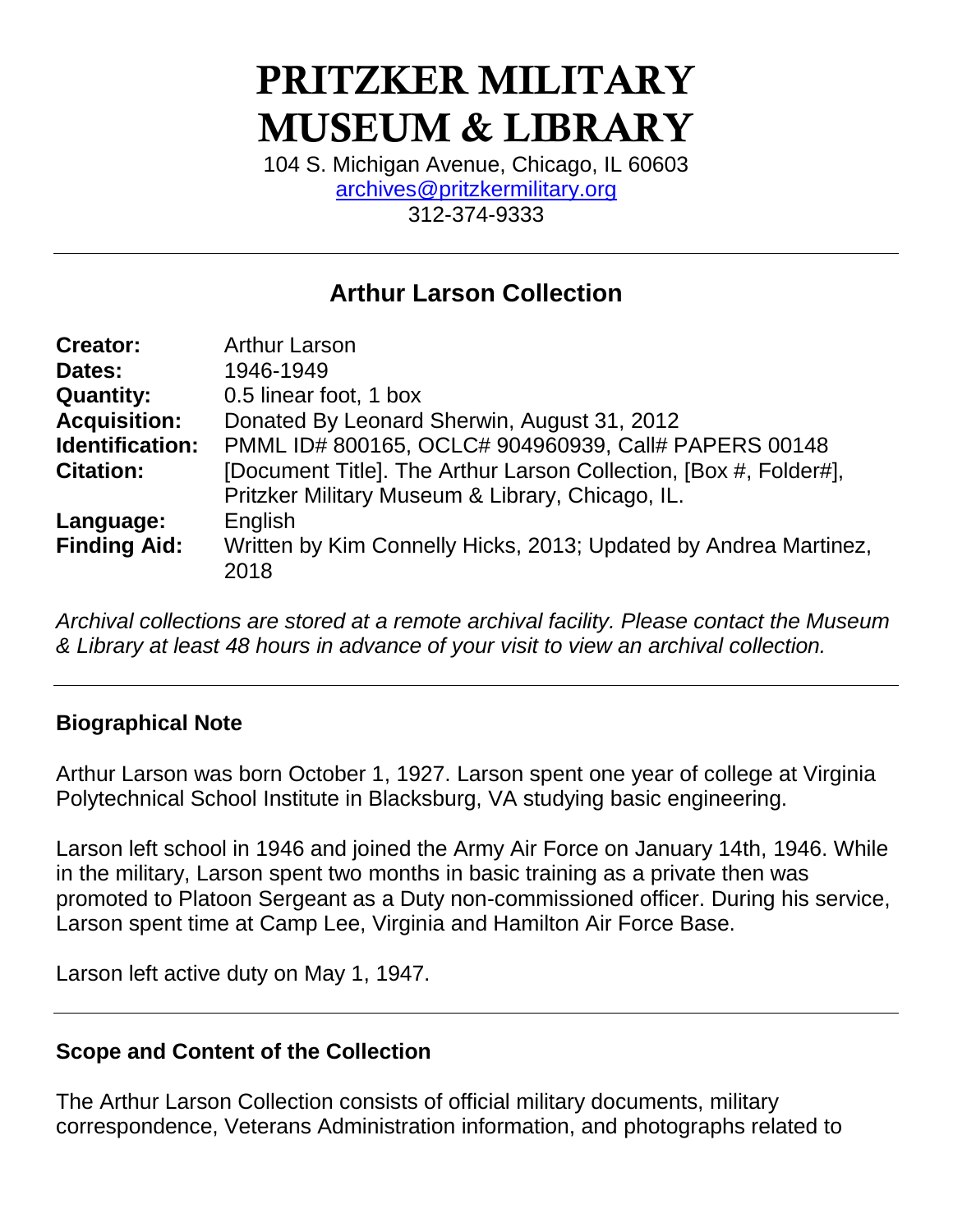# PRITZKER MILITARY MUSEUM & LIBRARY

104 S. Michigan Avenue, Chicago, IL 60603
archives@pritzkermilitary.org
312-374-9333

---

## Arthur Larson Collection

| | |
|---|---|
| **Creator:** | Arthur Larson |
| **Dates:** | 1946-1949 |
| **Quantity:** | 0.5 linear foot, 1 box |
| **Acquisition:** | Donated By Leonard Sherwin, August 31, 2012 |
| **Identification:** | PMML ID# 800165, OCLC# 904960939, Call# PAPERS 00148 |
| **Citation:** | [Document Title]. The Arthur Larson Collection, [Box #, Folder#], Pritzker Military Museum & Library, Chicago, IL. |
| **Language:** | English |
| **Finding Aid:** | Written by Kim Connelly Hicks, 2013; Updated by Andrea Martinez, 2018 |

*Archival collections are stored at a remote archival facility. Please contact the Museum & Library at least 48 hours in advance of your visit to view an archival collection.*

---

### Biographical Note

Arthur Larson was born October 1, 1927. Larson spent one year of college at Virginia Polytechnical School Institute in Blacksburg, VA studying basic engineering.

Larson left school in 1946 and joined the Army Air Force on January 14th, 1946. While in the military, Larson spent two months in basic training as a private then was promoted to Platoon Sergeant as a Duty non-commissioned officer. During his service, Larson spent time at Camp Lee, Virginia and Hamilton Air Force Base.

Larson left active duty on May 1, 1947.

---

### Scope and Content of the Collection

The Arthur Larson Collection consists of official military documents, military correspondence, Veterans Administration information, and photographs related to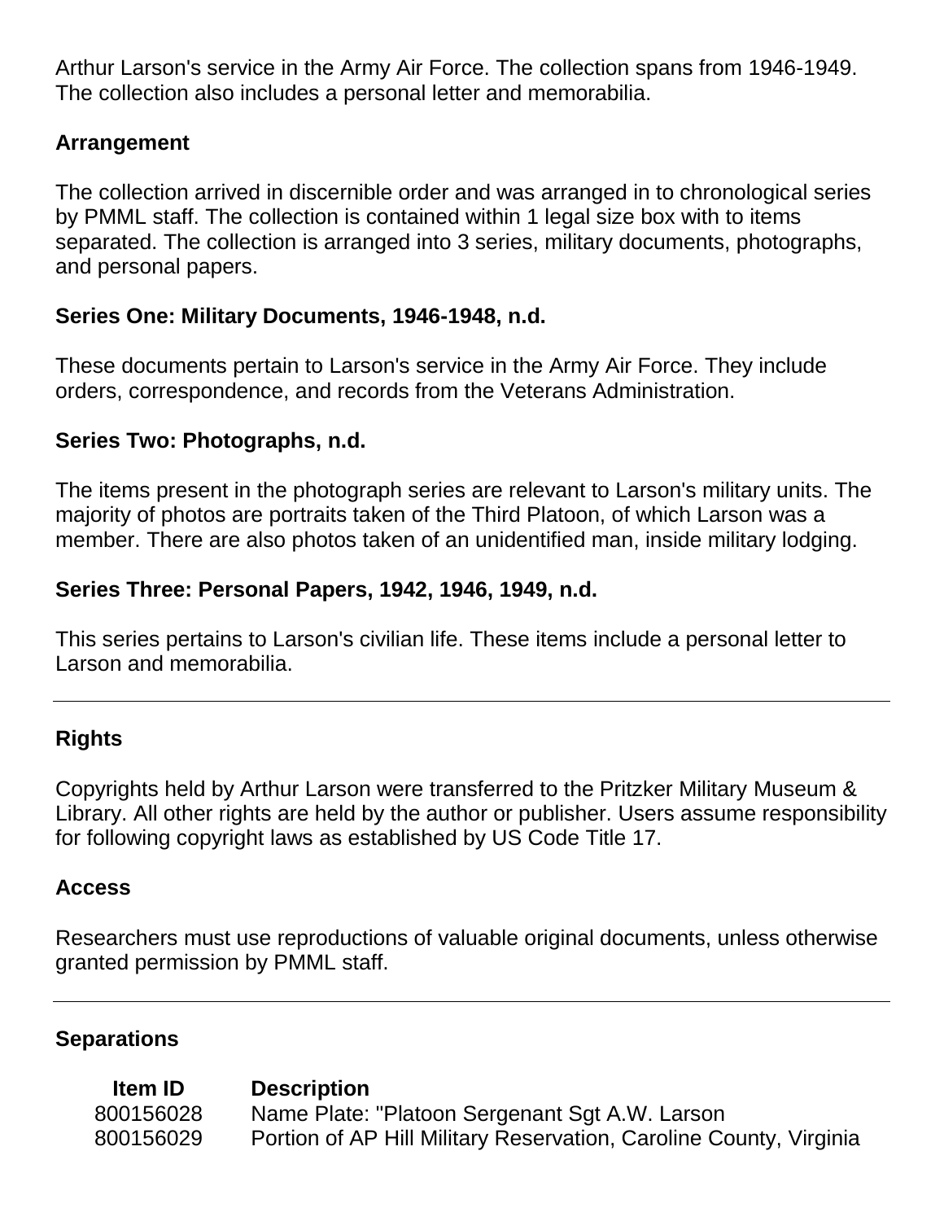Arthur Larson's service in the Army Air Force. The collection spans from 1946-1949. The collection also includes a personal letter and memorabilia.

**Arrangement**

The collection arrived in discernible order and was arranged in to chronological series by PMML staff. The collection is contained within 1 legal size box with to items separated. The collection is arranged into 3 series, military documents, photographs, and personal papers.

**Series One: Military Documents, 1946-1948, n.d.**

These documents pertain to Larson's service in the Army Air Force. They include orders, correspondence, and records from the Veterans Administration.

**Series Two: Photographs, n.d.**

The items present in the photograph series are relevant to Larson's military units. The majority of photos are portraits taken of the Third Platoon, of which Larson was a member. There are also photos taken of an unidentified man, inside military lodging.

**Series Three: Personal Papers, 1942, 1946, 1949, n.d.**

This series pertains to Larson's civilian life. These items include a personal letter to Larson and memorabilia.

---

**Rights**

Copyrights held by Arthur Larson were transferred to the Pritzker Military Museum & Library. All other rights are held by the author or publisher. Users assume responsibility for following copyright laws as established by US Code Title 17.

**Access**

Researchers must use reproductions of valuable original documents, unless otherwise granted permission by PMML staff.

---

**Separations**

| Item ID | Description |
|---|---|
| 800156028 | Name Plate: "Platoon Sergenant Sgt A.W. Larson |
| 800156029 | Portion of AP Hill Military Reservation, Caroline County, Virginia |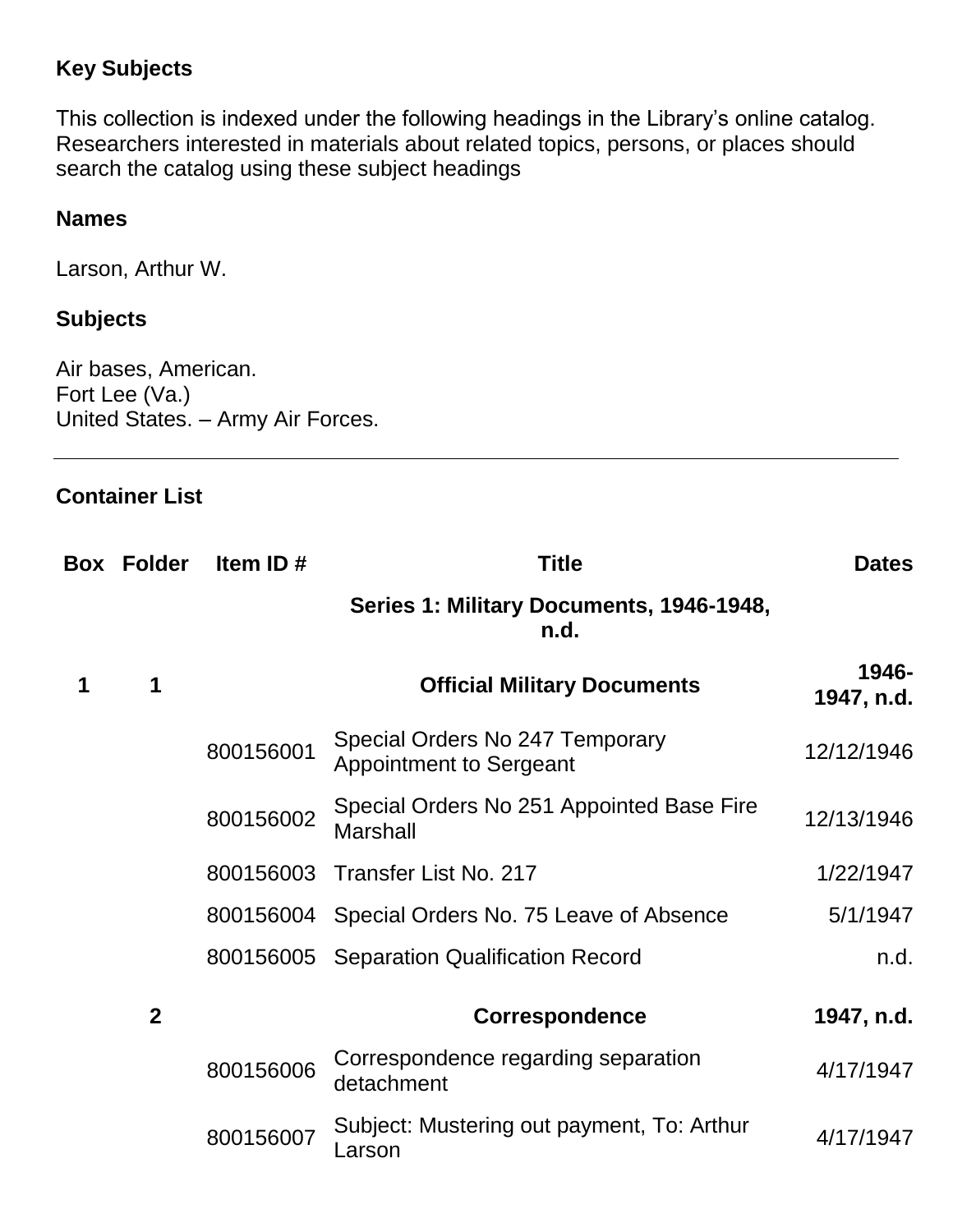## Key Subjects

This collection is indexed under the following headings in the Library's online catalog. Researchers interested in materials about related topics, persons, or places should search the catalog using these subject headings

### Names

Larson, Arthur W.

### Subjects

Air bases, American.
Fort Lee (Va.)
United States. – Army Air Forces.

---

## Container List

| Box | Folder | Item ID # | Title | Dates |
|---|---|---|---|---|
| | | | **Series 1: Military Documents, 1946-1948, n.d.** | |
| **1** | **1** | | **Official Military Documents** | **1946-1947, n.d.** |
| | | 800156001 | Special Orders No 247 Temporary Appointment to Sergeant | 12/12/1946 |
| | | 800156002 | Special Orders No 251 Appointed Base Fire Marshall | 12/13/1946 |
| | | 800156003 | Transfer List No. 217 | 1/22/1947 |
| | | 800156004 | Special Orders No. 75 Leave of Absence | 5/1/1947 |
| | | 800156005 | Separation Qualification Record | n.d. |
| | **2** | | **Correspondence** | **1947, n.d.** |
| | | 800156006 | Correspondence regarding separation detachment | 4/17/1947 |
| | | 800156007 | Subject: Mustering out payment, To: Arthur Larson | 4/17/1947 |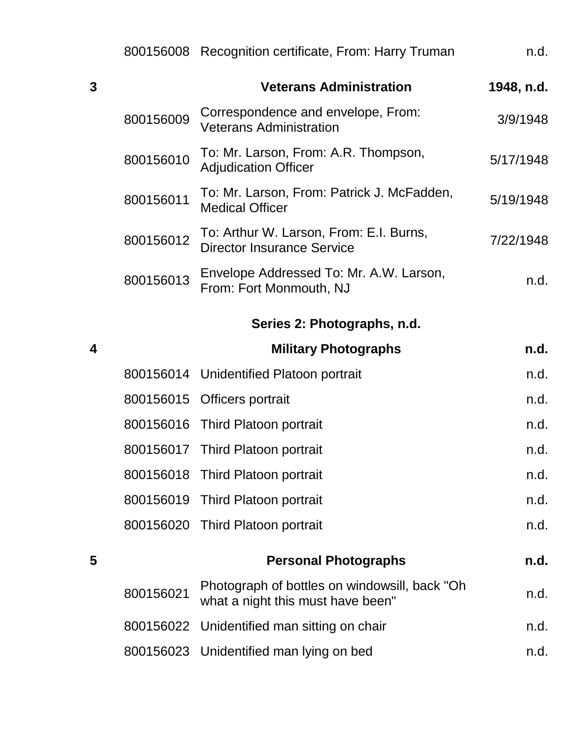| | | | |
|---|---|---|---|
| | 800156008 | Recognition certificate, From: Harry Truman | n.d. |
| **3** | | **Veterans Administration** | **1948, n.d.** |
| | 800156009 | Correspondence and envelope, From: Veterans Administration | 3/9/1948 |
| | 800156010 | To: Mr. Larson, From: A.R. Thompson, Adjudication Officer | 5/17/1948 |
| | 800156011 | To: Mr. Larson, From: Patrick J. McFadden, Medical Officer | 5/19/1948 |
| | 800156012 | To: Arthur W. Larson, From: E.I. Burns, Director Insurance Service | 7/22/1948 |
| | 800156013 | Envelope Addressed To: Mr. A.W. Larson, From: Fort Monmouth, NJ | n.d. |

### Series 2: Photographs, n.d.

| | | | |
|---|---|---|---|
| **4** | | **Military Photographs** | **n.d.** |
| | 800156014 | Unidentified Platoon portrait | n.d. |
| | 800156015 | Officers portrait | n.d. |
| | 800156016 | Third Platoon portrait | n.d. |
| | 800156017 | Third Platoon portrait | n.d. |
| | 800156018 | Third Platoon portrait | n.d. |
| | 800156019 | Third Platoon portrait | n.d. |
| | 800156020 | Third Platoon portrait | n.d. |
| **5** | | **Personal Photographs** | **n.d.** |
| | 800156021 | Photograph of bottles on windowsill, back "Oh what a night this must have been" | n.d. |
| | 800156022 | Unidentified man sitting on chair | n.d. |
| | 800156023 | Unidentified man lying on bed | n.d. |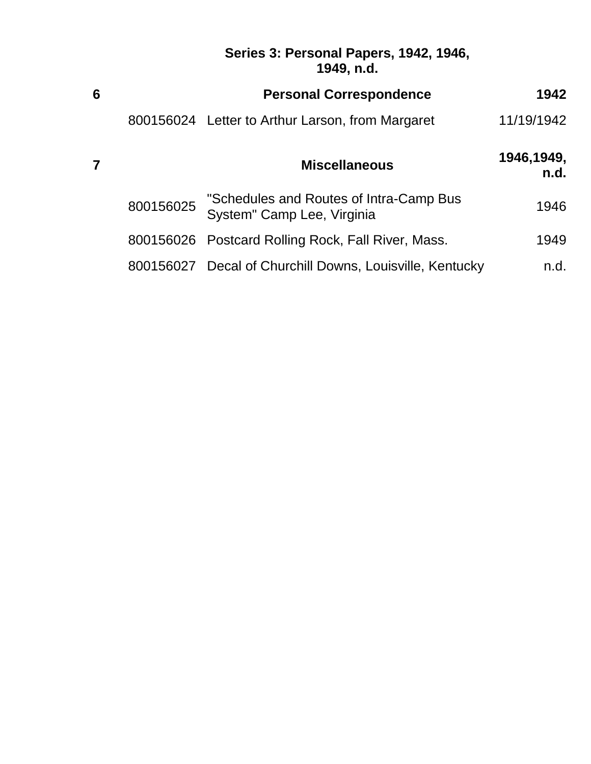## Series 3: Personal Papers, 1942, 1946, 1949, n.d.

| | | | |
|---|---|---|---|
| **6** | | **Personal Correspondence** | **1942** |
| | 800156024 | Letter to Arthur Larson, from Margaret | 11/19/1942 |
| **7** | | **Miscellaneous** | **1946,1949, n.d.** |
| | 800156025 | "Schedules and Routes of Intra-Camp Bus System" Camp Lee, Virginia | 1946 |
| | 800156026 | Postcard Rolling Rock, Fall River, Mass. | 1949 |
| | 800156027 | Decal of Churchill Downs, Louisville, Kentucky | n.d. |